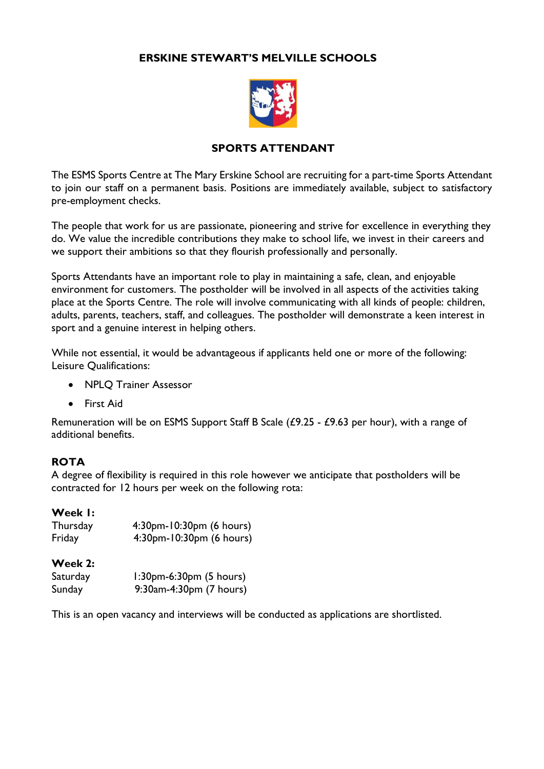# ERSKINE STEWART'S MELVILLE SCHOOLS

## SPORTS ATTENDANT

The ESMS Sports Centre at The Mary Erskine School are recruiting for a part-time Sports Attendant to join our staff on a permanent basis. Positions are immediately available, subject to satisfactory pre-employment checks.

The people that work for us are passionate, pioneering and strive for excellence in everything they do. We value the incredible contributions they make to school life, we invest in their careers and we support their ambitions so that they flourish professionally and personally.

Sports Attendants have an important role to play in maintaining a safe, clean, and enjoyable environment for customers. The postholder will be involved in all aspects of the activities taking place at the Sports Centre. The role will involve communicating with all kinds of people: children, adults, parents, teachers, staff, and colleagues. The postholder will demonstrate a keen interest in sport and a genuine interest in helping others.

While not essential, it would be advantageous if applicants held one or more of the following:
Leisure Qualifications:

- NPLQ Trainer Assessor
- First Aid

Remuneration will be on ESMS Support Staff B Scale (£9.25 - £9.63 per hour), with a range of additional benefits.

### ROTA

A degree of flexibility is required in this role however we anticipate that postholders will be contracted for 12 hours per week on the following rota:

**Week 1:**

| | |
|---|---|
| Thursday | 4:30pm-10:30pm (6 hours) |
| Friday | 4:30pm-10:30pm (6 hours) |

**Week 2:**

| | |
|---|---|
| Saturday | 1:30pm-6:30pm (5 hours) |
| Sunday | 9:30am-4:30pm (7 hours) |

This is an open vacancy and interviews will be conducted as applications are shortlisted.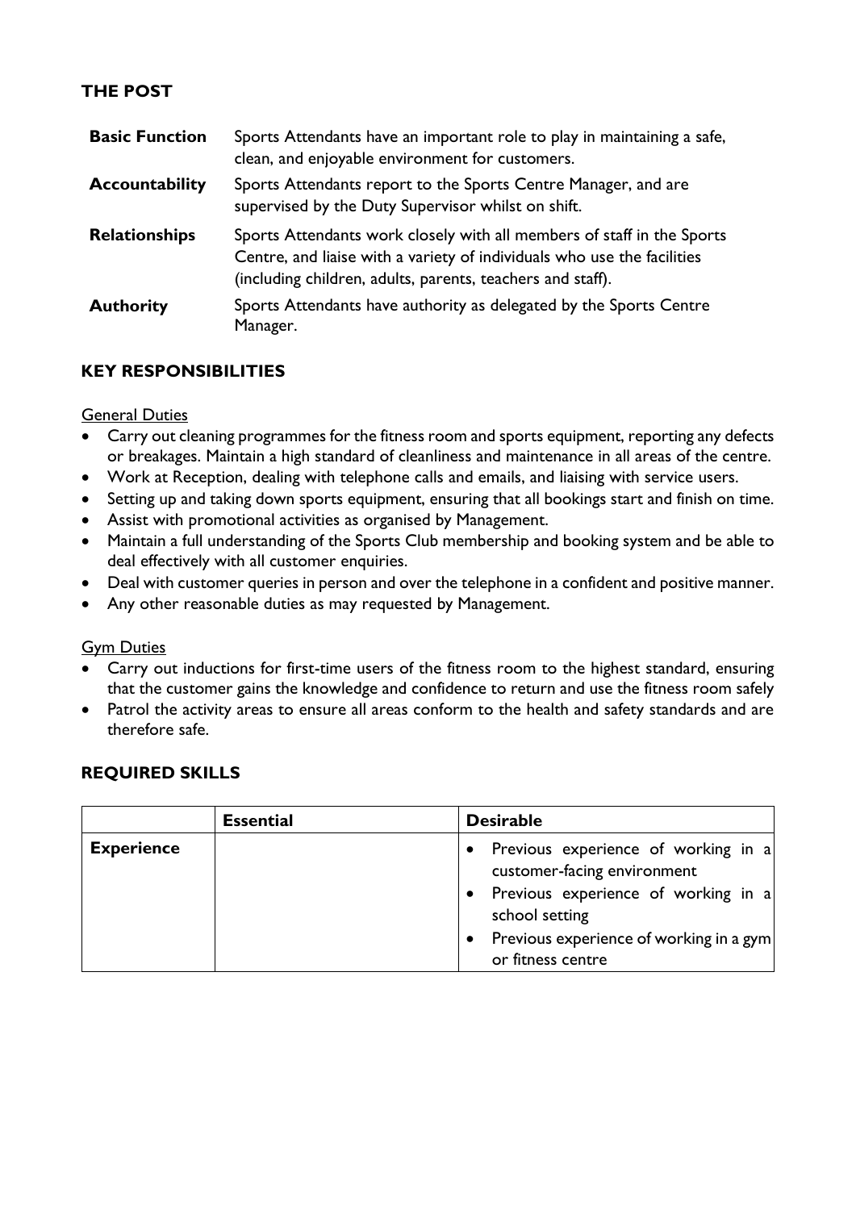## THE POST

| | |
|---|---|
| **Basic Function** | Sports Attendants have an important role to play in maintaining a safe, clean, and enjoyable environment for customers. |
| **Accountability** | Sports Attendants report to the Sports Centre Manager, and are supervised by the Duty Supervisor whilst on shift. |
| **Relationships** | Sports Attendants work closely with all members of staff in the Sports Centre, and liaise with a variety of individuals who use the facilities (including children, adults, parents, teachers and staff). |
| **Authority** | Sports Attendants have authority as delegated by the Sports Centre Manager. |

## KEY RESPONSIBILITIES

<u>General Duties</u>

- Carry out cleaning programmes for the fitness room and sports equipment, reporting any defects or breakages. Maintain a high standard of cleanliness and maintenance in all areas of the centre.
- Work at Reception, dealing with telephone calls and emails, and liaising with service users.
- Setting up and taking down sports equipment, ensuring that all bookings start and finish on time.
- Assist with promotional activities as organised by Management.
- Maintain a full understanding of the Sports Club membership and booking system and be able to deal effectively with all customer enquiries.
- Deal with customer queries in person and over the telephone in a confident and positive manner.
- Any other reasonable duties as may requested by Management.

<u>Gym Duties</u>

- Carry out inductions for first-time users of the fitness room to the highest standard, ensuring that the customer gains the knowledge and confidence to return and use the fitness room safely
- Patrol the activity areas to ensure all areas conform to the health and safety standards and are therefore safe.

## REQUIRED SKILLS

| | **Essential** | **Desirable** |
|---|---|---|
| **Experience** | | • Previous experience of working in a customer-facing environment<br>• Previous experience of working in a school setting<br>• Previous experience of working in a gym or fitness centre |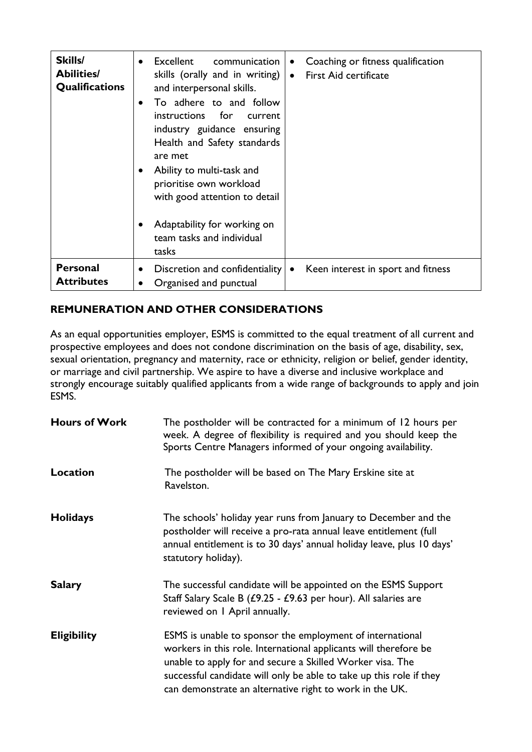| Skills/ Abilities/ Qualifications | • Excellent communication skills (orally and in writing) and interpersonal skills.<br>• To adhere to and follow instructions for current industry guidance ensuring Health and Safety standards are met<br>• Ability to multi-task and prioritise own workload with good attention to detail<br>• Adaptability for working on team tasks and individual tasks | • Coaching or fitness qualification<br>• First Aid certificate |
|---|---|---|
| **Personal Attributes** | • Discretion and confidentiality<br>• Organised and punctual | • Keen interest in sport and fitness |

## REMUNERATION AND OTHER CONSIDERATIONS

As an equal opportunities employer, ESMS is committed to the equal treatment of all current and prospective employees and does not condone discrimination on the basis of age, disability, sex, sexual orientation, pregnancy and maternity, race or ethnicity, religion or belief, gender identity, or marriage and civil partnership. We aspire to have a diverse and inclusive workplace and strongly encourage suitably qualified applicants from a wide range of backgrounds to apply and join ESMS.

**Hours of Work**
The postholder will be contracted for a minimum of 12 hours per week. A degree of flexibility is required and you should keep the Sports Centre Managers informed of your ongoing availability.

**Location**
The postholder will be based on The Mary Erskine site at Ravelston.

**Holidays**
The schools' holiday year runs from January to December and the postholder will receive a pro-rata annual leave entitlement (full annual entitlement is to 30 days' annual holiday leave, plus 10 days' statutory holiday).

**Salary**
The successful candidate will be appointed on the ESMS Support Staff Salary Scale B (£9.25 - £9.63 per hour). All salaries are reviewed on 1 April annually.

**Eligibility**
ESMS is unable to sponsor the employment of international workers in this role. International applicants will therefore be unable to apply for and secure a Skilled Worker visa. The successful candidate will only be able to take up this role if they can demonstrate an alternative right to work in the UK.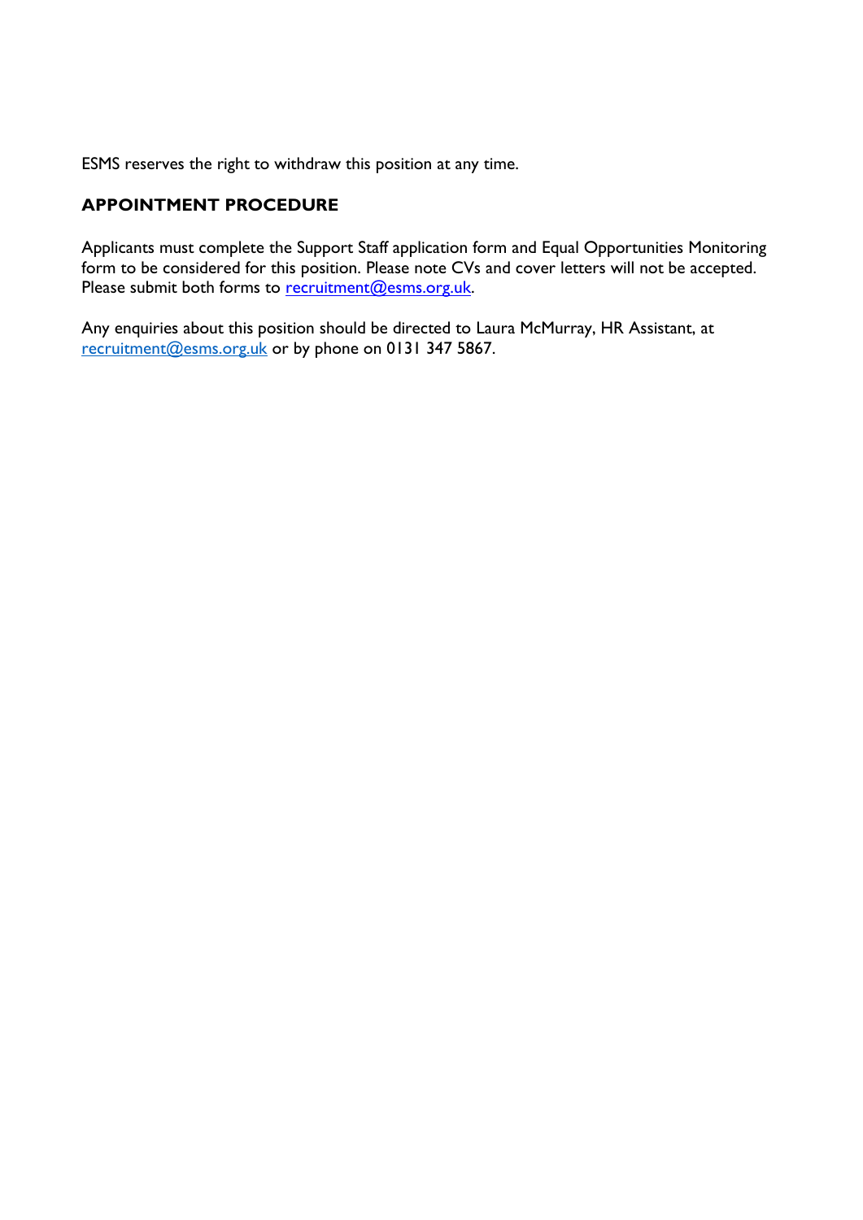ESMS reserves the right to withdraw this position at any time.

## APPOINTMENT PROCEDURE

Applicants must complete the Support Staff application form and Equal Opportunities Monitoring form to be considered for this position. Please note CVs and cover letters will not be accepted. Please submit both forms to recruitment@esms.org.uk.

Any enquiries about this position should be directed to Laura McMurray, HR Assistant, at recruitment@esms.org.uk or by phone on 0131 347 5867.